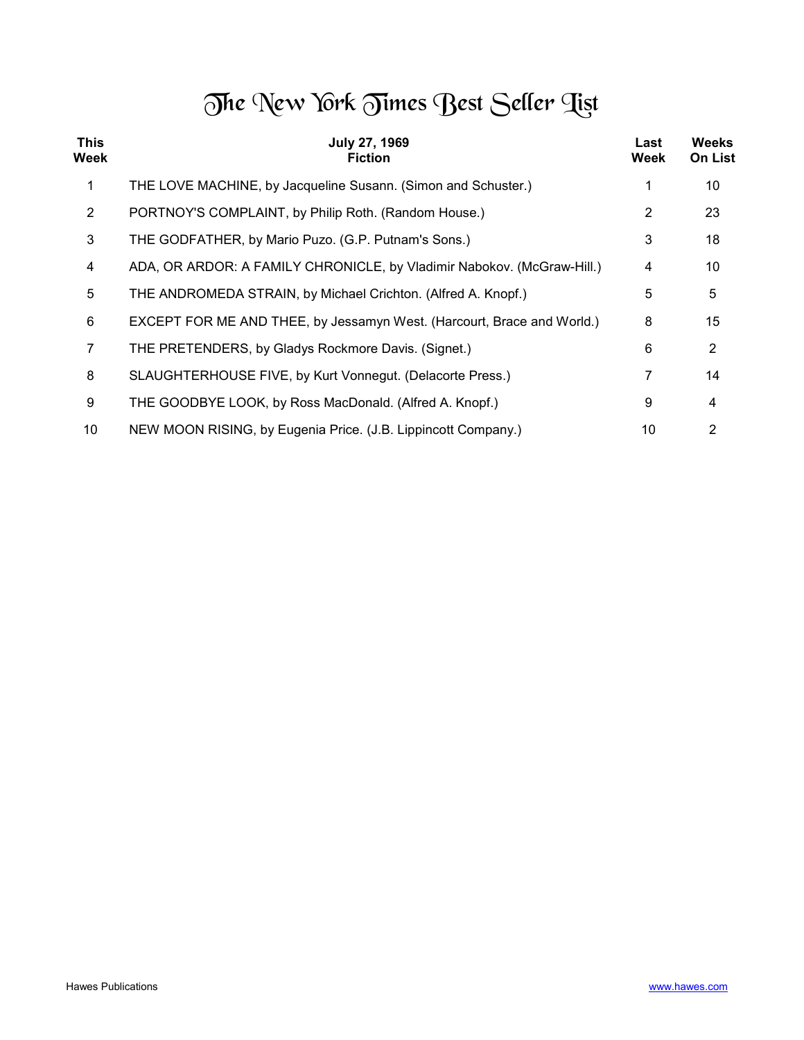# The New York Times Best Seller List

| This Week | July 27, 1969<br>Fiction | Last Week | Weeks On List |
|---|---|---|---|
| 1 | THE LOVE MACHINE, by Jacqueline Susann. (Simon and Schuster.) | 1 | 10 |
| 2 | PORTNOY'S COMPLAINT, by Philip Roth. (Random House.) | 2 | 23 |
| 3 | THE GODFATHER, by Mario Puzo. (G.P. Putnam's Sons.) | 3 | 18 |
| 4 | ADA, OR ARDOR: A FAMILY CHRONICLE, by Vladimir Nabokov. (McGraw-Hill.) | 4 | 10 |
| 5 | THE ANDROMEDA STRAIN, by Michael Crichton. (Alfred A. Knopf.) | 5 | 5 |
| 6 | EXCEPT FOR ME AND THEE, by Jessamyn West. (Harcourt, Brace and World.) | 8 | 15 |
| 7 | THE PRETENDERS, by Gladys Rockmore Davis. (Signet.) | 6 | 2 |
| 8 | SLAUGHTERHOUSE FIVE, by Kurt Vonnegut. (Delacorte Press.) | 7 | 14 |
| 9 | THE GOODBYE LOOK, by Ross MacDonald. (Alfred A. Knopf.) | 9 | 4 |
| 10 | NEW MOON RISING, by Eugenia Price. (J.B. Lippincott Company.) | 10 | 2 |

Hawes Publications www.hawes.com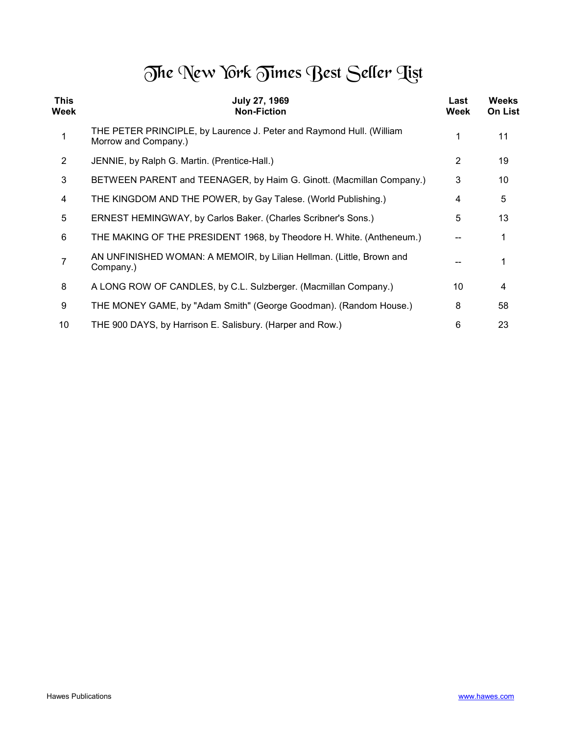# The New York Times Best Seller List

| This Week | July 27, 1969<br>Non-Fiction | Last Week | Weeks On List |
|---|---|---|---|
| 1 | THE PETER PRINCIPLE, by Laurence J. Peter and Raymond Hull. (William Morrow and Company.) | 1 | 11 |
| 2 | JENNIE, by Ralph G. Martin. (Prentice-Hall.) | 2 | 19 |
| 3 | BETWEEN PARENT and TEENAGER, by Haim G. Ginott. (Macmillan Company.) | 3 | 10 |
| 4 | THE KINGDOM AND THE POWER, by Gay Talese. (World Publishing.) | 4 | 5 |
| 5 | ERNEST HEMINGWAY, by Carlos Baker. (Charles Scribner's Sons.) | 5 | 13 |
| 6 | THE MAKING OF THE PRESIDENT 1968, by Theodore H. White. (Antheneum.) | -- | 1 |
| 7 | AN UNFINISHED WOMAN: A MEMOIR, by Lilian Hellman. (Little, Brown and Company.) | -- | 1 |
| 8 | A LONG ROW OF CANDLES, by C.L. Sulzberger. (Macmillan Company.) | 10 | 4 |
| 9 | THE MONEY GAME, by "Adam Smith" (George Goodman). (Random House.) | 8 | 58 |
| 10 | THE 900 DAYS, by Harrison E. Salisbury. (Harper and Row.) | 6 | 23 |

Hawes Publications www.hawes.com